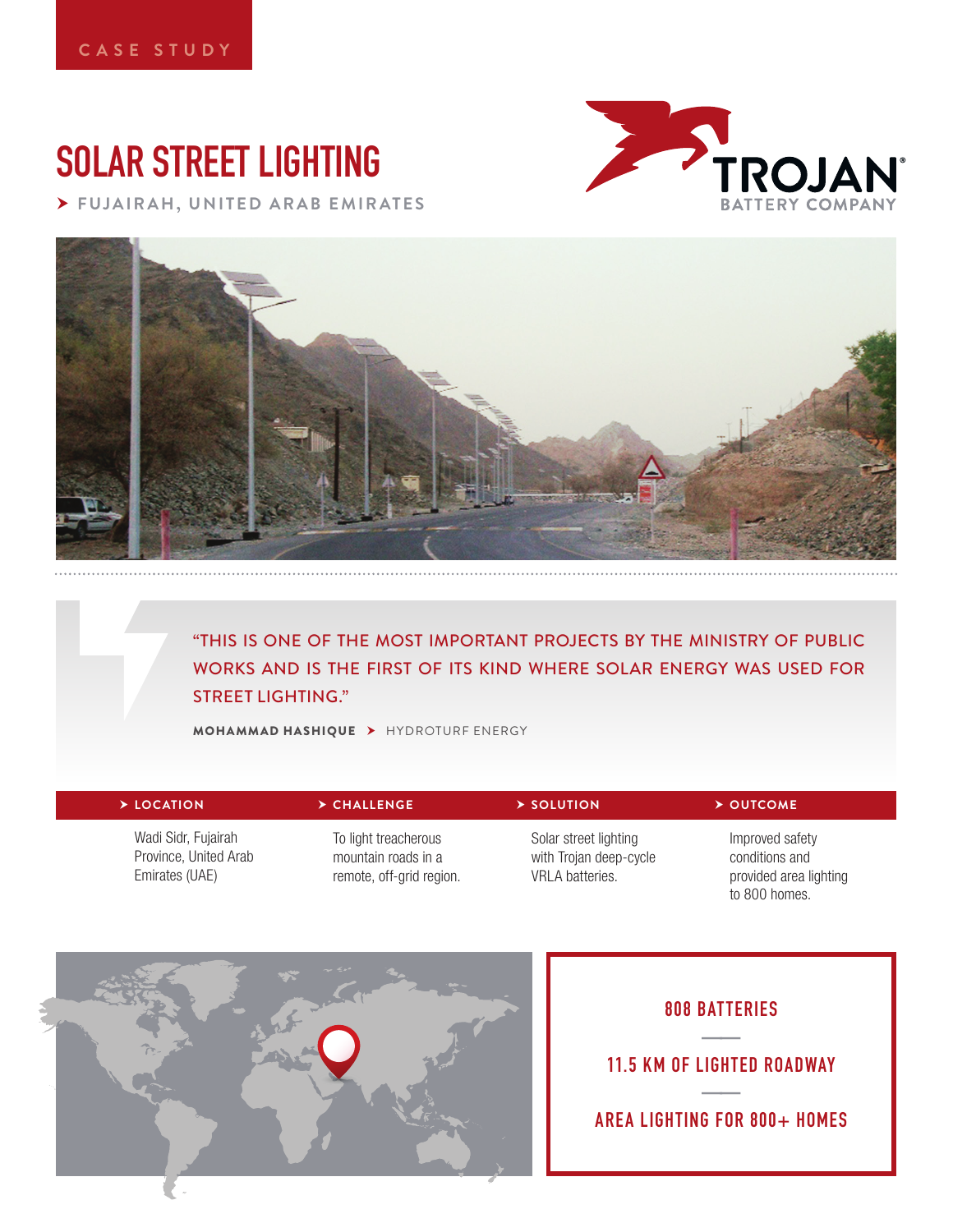CASE STUDY

# SOLAR STREET LIGHTING

FUJAIRAH, UNITED ARAB EMIRATES

TROJAN BATTERY COMPANY

"THIS IS ONE OF THE MOST IMPORTANT PROJECTS BY THE MINISTRY OF PUBLIC WORKS AND IS THE FIRST OF ITS KIND WHERE SOLAR ENERGY WAS USED FOR STREET LIGHTING."

**MOHAMMAD HASHIQUE** › HYDROTURF ENERGY

| LOCATION | CHALLENGE | SOLUTION | OUTCOME |
|---|---|---|---|
| Wadi Sidr, Fujairah Province, United Arab Emirates (UAE) | To light treacherous mountain roads in a remote, off-grid region. | Solar street lighting with Trojan deep-cycle VRLA batteries. | Improved safety conditions and provided area lighting to 800 homes. |

**808 BATTERIES**

**11.5 KM OF LIGHTED ROADWAY**

**AREA LIGHTING FOR 800+ HOMES**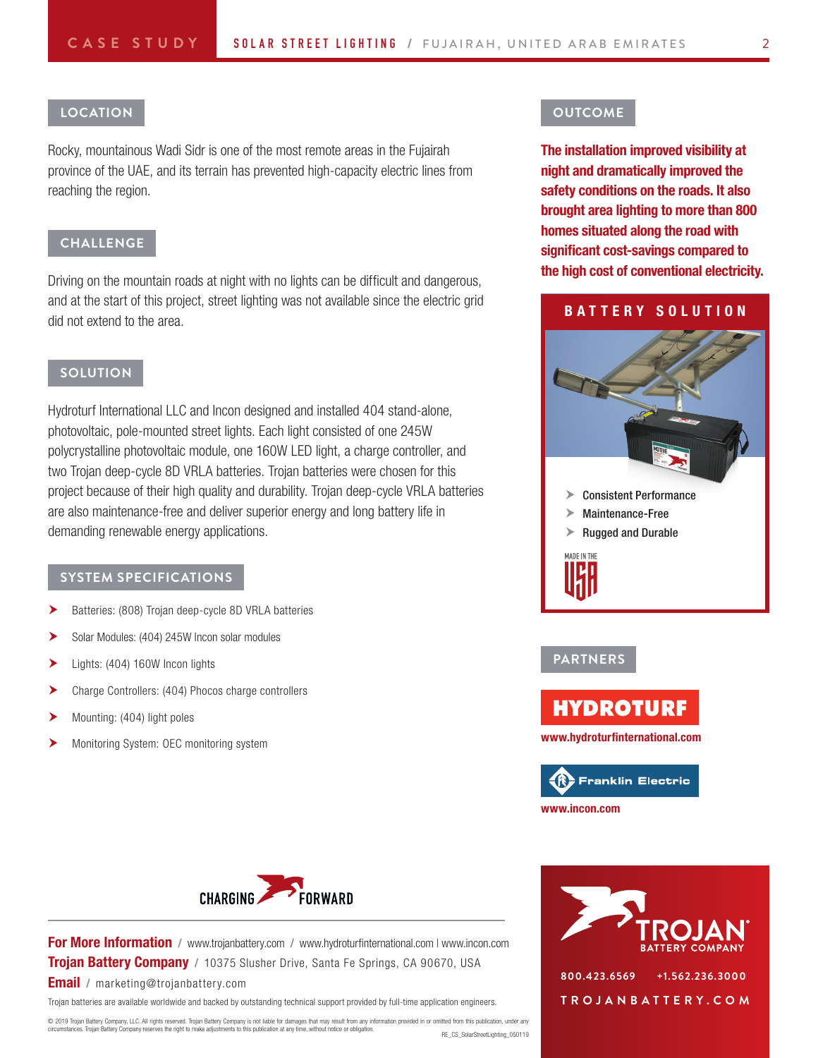## LOCATION

Rocky, mountainous Wadi Sidr is one of the most remote areas in the Fujairah province of the UAE, and its terrain has prevented high-capacity electric lines from reaching the region.

## CHALLENGE

Driving on the mountain roads at night with no lights can be difficult and dangerous, and at the start of this project, street lighting was not available since the electric grid did not extend to the area.

## SOLUTION

Hydroturf International LLC and Incon designed and installed 404 stand-alone, photovoltaic, pole-mounted street lights. Each light consisted of one 245W polycrystalline photovoltaic module, one 160W LED light, a charge controller, and two Trojan deep-cycle 8D VRLA batteries. Trojan batteries were chosen for this project because of their high quality and durability. Trojan deep-cycle VRLA batteries are also maintenance-free and deliver superior energy and long battery life in demanding renewable energy applications.

## SYSTEM SPECIFICATIONS

- Batteries: (808) Trojan deep-cycle 8D VRLA batteries
- Solar Modules: (404) 245W Incon solar modules
- Lights: (404) 160W Incon lights
- Charge Controllers: (404) Phocos charge controllers
- Mounting: (404) light poles
- Monitoring System: OEC monitoring system

## OUTCOME

**The installation improved visibility at night and dramatically improved the safety conditions on the roads. It also brought area lighting to more than 800 homes situated along the road with significant cost-savings compared to the high cost of conventional electricity.**

## BATTERY SOLUTION

- Consistent Performance
- Maintenance-Free
- Rugged and Durable

MADE IN THE USA

## PARTNERS

HYDROTURF

www.hydroturfinternational.com

Franklin Electric

www.incon.com

CHARGING FORWARD

**For More Information** / www.trojanbattery.com / www.hydroturfinternational.com | www.incon.com

**Trojan Battery Company** / 10375 Slusher Drive, Santa Fe Springs, CA 90670, USA

**Email** / marketing@trojanbattery.com

Trojan batteries are available worldwide and backed by outstanding technical support provided by full-time application engineers.

© 2019 Trojan Battery Company, LLC. All rights reserved. Trojan Battery Company is not liable for damages that may result from any information provided in or omitted from this publication, under any circumstances. Trojan Battery Company reserves the right to make adjustments to this publication at any time, without notice or obligation.

RE_CS_SolarStreetLighting_050119

TROJAN BATTERY COMPANY

800.423.6569 +1.562.236.3000

TROJANBATTERY.COM